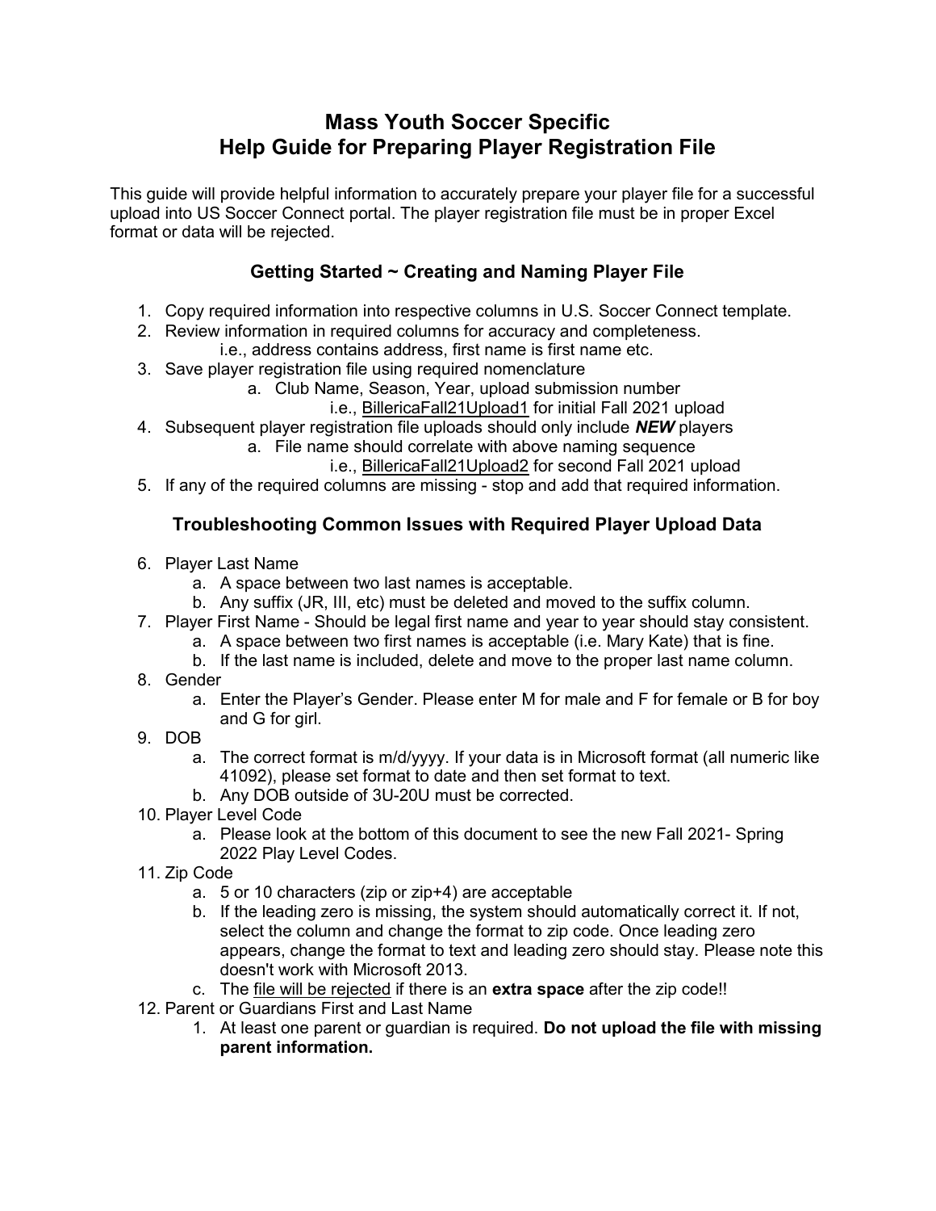# Mass Youth Soccer Specific
# Help Guide for Preparing Player Registration File

This guide will provide helpful information to accurately prepare your player file for a successful upload into US Soccer Connect portal. The player registration file must be in proper Excel format or data will be rejected.

## Getting Started ~ Creating and Naming Player File

1. Copy required information into respective columns in U.S. Soccer Connect template.
2. Review information in required columns for accuracy and completeness.
   i.e., address contains address, first name is first name etc.
3. Save player registration file using required nomenclature
   a. Club Name, Season, Year, upload submission number
      i.e., <u>BillericaFall21Upload1</u> for initial Fall 2021 upload
4. Subsequent player registration file uploads should only include ***NEW*** players
   a. File name should correlate with above naming sequence
      i.e., <u>BillericaFall21Upload2</u> for second Fall 2021 upload
5. If any of the required columns are missing - stop and add that required information.

## Troubleshooting Common Issues with Required Player Upload Data

6. Player Last Name
   a. A space between two last names is acceptable.
   b. Any suffix (JR, III, etc) must be deleted and moved to the suffix column.
7. Player First Name - Should be legal first name and year to year should stay consistent.
   a. A space between two first names is acceptable (i.e. Mary Kate) that is fine.
   b. If the last name is included, delete and move to the proper last name column.
8. Gender
   a. Enter the Player's Gender. Please enter M for male and F for female or B for boy and G for girl.
9. DOB
   a. The correct format is m/d/yyyy. If your data is in Microsoft format (all numeric like 41092), please set format to date and then set format to text.
   b. Any DOB outside of 3U-20U must be corrected.
10. Player Level Code
    a. Please look at the bottom of this document to see the new Fall 2021- Spring 2022 Play Level Codes.
11. Zip Code
    a. 5 or 10 characters (zip or zip+4) are acceptable
    b. If the leading zero is missing, the system should automatically correct it. If not, select the column and change the format to zip code. Once leading zero appears, change the format to text and leading zero should stay. Please note this doesn't work with Microsoft 2013.
    c. The <u>file will be rejected</u> if there is an **extra space** after the zip code!!
12. Parent or Guardians First and Last Name
    1. At least one parent or guardian is required. **Do not upload the file with missing parent information.**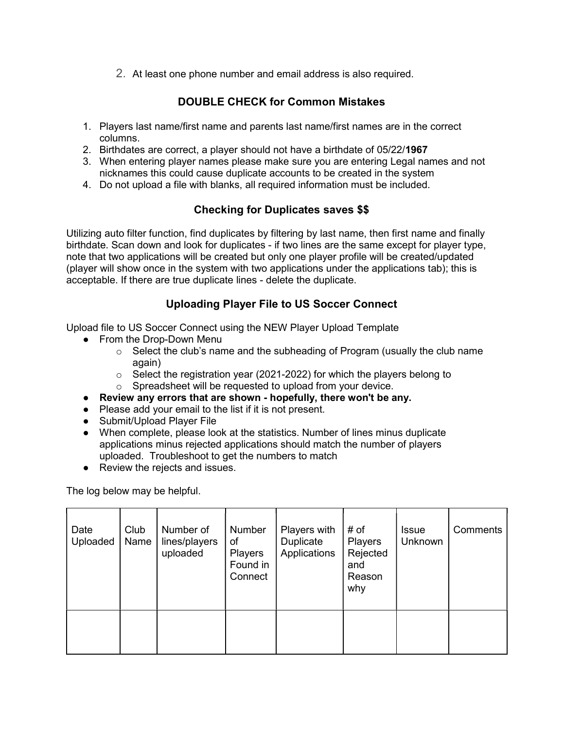2. At least one phone number and email address is also required.

## DOUBLE CHECK for Common Mistakes

1. Players last name/first name and parents last name/first names are in the correct columns.
2. Birthdates are correct, a player should not have a birthdate of 05/22/**1967**
3. When entering player names please make sure you are entering Legal names and not nicknames this could cause duplicate accounts to be created in the system
4. Do not upload a file with blanks, all required information must be included.

## Checking for Duplicates saves $$

Utilizing auto filter function, find duplicates by filtering by last name, then first name and finally birthdate. Scan down and look for duplicates - if two lines are the same except for player type, note that two applications will be created but only one player profile will be created/updated (player will show once in the system with two applications under the applications tab); this is acceptable. If there are true duplicate lines - delete the duplicate.

## Uploading Player File to US Soccer Connect

Upload file to US Soccer Connect using the NEW Player Upload Template

- From the Drop-Down Menu
  - Select the club's name and the subheading of Program (usually the club name again)
  - Select the registration year (2021-2022) for which the players belong to
  - Spreadsheet will be requested to upload from your device.
- **Review any errors that are shown - hopefully, there won't be any.**
- Please add your email to the list if it is not present.
- Submit/Upload Player File
- When complete, please look at the statistics. Number of lines minus duplicate applications minus rejected applications should match the number of players uploaded. Troubleshoot to get the numbers to match
- Review the rejects and issues.

The log below may be helpful.

| Date Uploaded | Club Name | Number of lines/players uploaded | Number of Players Found in Connect | Players with Duplicate Applications | # of Players Rejected and Reason why | Issue Unknown | Comments |
|---|---|---|---|---|---|---|---|
| | | | | | | | |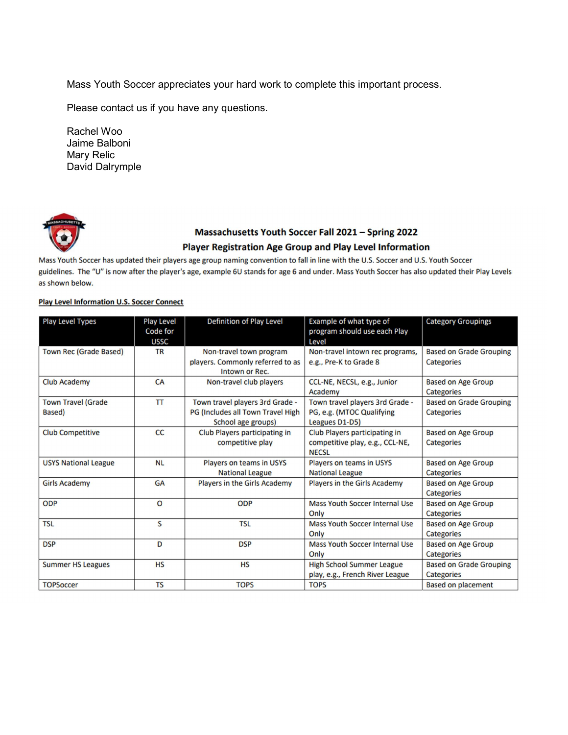Mass Youth Soccer appreciates your hard work to complete this important process.

Please contact us if you have any questions.

Rachel Woo
Jaime Balboni
Mary Relic
David Dalrymple

## Massachusetts Youth Soccer Fall 2021 – Spring 2022
## Player Registration Age Group and Play Level Information

Mass Youth Soccer has updated their players age group naming convention to fall in line with the U.S. Soccer and U.S. Youth Soccer guidelines. The "U" is now after the player's age, example 6U stands for age 6 and under. Mass Youth Soccer has also updated their Play Levels as shown below.

**Play Level Information U.S. Soccer Connect**

| Play Level Types | Play Level Code for USSC | Definition of Play Level | Example of what type of program should use each Play Level | Category Groupings |
|---|---|---|---|---|
| Town Rec (Grade Based) | TR | Non-travel town program players. Commonly referred to as Intown or Rec. | Non-travel intown rec programs, e.g., Pre-K to Grade 8 | Based on Grade Grouping Categories |
| Club Academy | CA | Non-travel club players | CCL-NE, NECSL, e.g., Junior Academy | Based on Age Group Categories |
| Town Travel (Grade Based) | TT | Town travel players 3rd Grade - PG (Includes all Town Travel High School age groups) | Town travel players 3rd Grade - PG, e.g. (MTOC Qualifying Leagues D1-D5) | Based on Grade Grouping Categories |
| Club Competitive | CC | Club Players participating in competitive play | Club Players participating in competitive play, e.g., CCL-NE, NECSL | Based on Age Group Categories |
| USYS National League | NL | Players on teams in USYS National League | Players on teams in USYS National League | Based on Age Group Categories |
| Girls Academy | GA | Players in the Girls Academy | Players in the Girls Academy | Based on Age Group Categories |
| ODP | O | ODP | Mass Youth Soccer Internal Use Only | Based on Age Group Categories |
| TSL | S | TSL | Mass Youth Soccer Internal Use Only | Based on Age Group Categories |
| DSP | D | DSP | Mass Youth Soccer Internal Use Only | Based on Age Group Categories |
| Summer HS Leagues | HS | HS | High School Summer League play, e.g., French River League | Based on Grade Grouping Categories |
| TOPSoccer | TS | TOPS | TOPS | Based on placement |